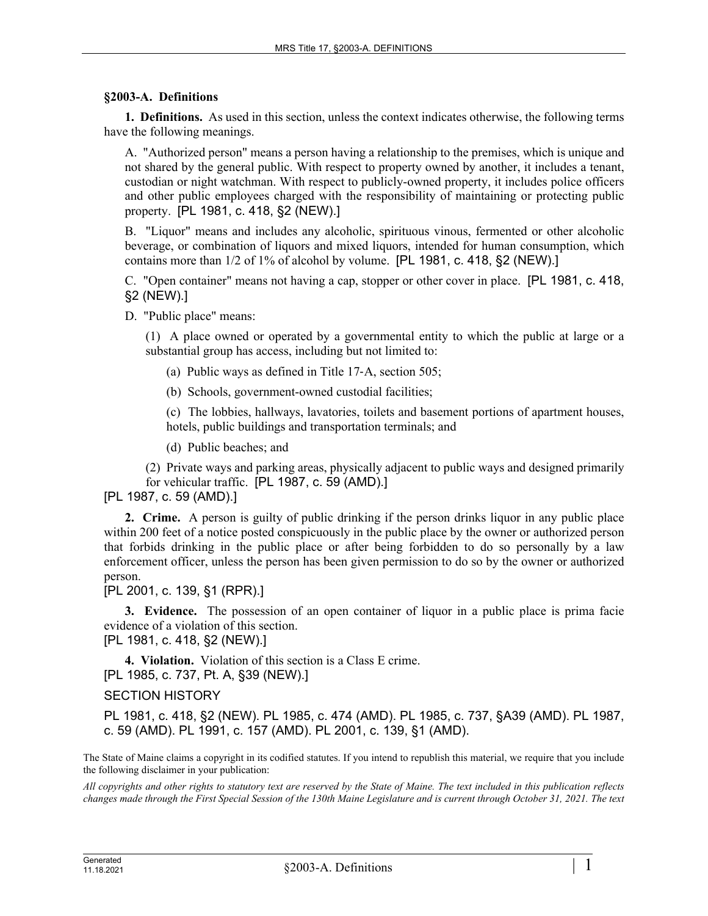## §2003-A. Definitions

**1. Definitions.** As used in this section, unless the context indicates otherwise, the following terms have the following meanings.

A. "Authorized person" means a person having a relationship to the premises, which is unique and not shared by the general public. With respect to property owned by another, it includes a tenant, custodian or night watchman. With respect to publicly-owned property, it includes police officers and other public employees charged with the responsibility of maintaining or protecting public property. [PL 1981, c. 418, §2 (NEW).]

B. "Liquor" means and includes any alcoholic, spirituous vinous, fermented or other alcoholic beverage, or combination of liquors and mixed liquors, intended for human consumption, which contains more than 1/2 of 1% of alcohol by volume. [PL 1981, c. 418, §2 (NEW).]

C. "Open container" means not having a cap, stopper or other cover in place. [PL 1981, c. 418, §2 (NEW).]

D. "Public place" means:

(1) A place owned or operated by a governmental entity to which the public at large or a substantial group has access, including but not limited to:

(a) Public ways as defined in Title 17-A, section 505;

(b) Schools, government-owned custodial facilities;

(c) The lobbies, hallways, lavatories, toilets and basement portions of apartment houses, hotels, public buildings and transportation terminals; and

(d) Public beaches; and

(2) Private ways and parking areas, physically adjacent to public ways and designed primarily for vehicular traffic. [PL 1987, c. 59 (AMD).]

[PL 1987, c. 59 (AMD).]

**2. Crime.** A person is guilty of public drinking if the person drinks liquor in any public place within 200 feet of a notice posted conspicuously in the public place by the owner or authorized person that forbids drinking in the public place or after being forbidden to do so personally by a law enforcement officer, unless the person has been given permission to do so by the owner or authorized person.

[PL 2001, c. 139, §1 (RPR).]

**3. Evidence.** The possession of an open container of liquor in a public place is prima facie evidence of a violation of this section.

[PL 1981, c. 418, §2 (NEW).]

**4. Violation.** Violation of this section is a Class E crime.

[PL 1985, c. 737, Pt. A, §39 (NEW).]

SECTION HISTORY

PL 1981, c. 418, §2 (NEW). PL 1985, c. 474 (AMD). PL 1985, c. 737, §A39 (AMD). PL 1987, c. 59 (AMD). PL 1991, c. 157 (AMD). PL 2001, c. 139, §1 (AMD).

The State of Maine claims a copyright in its codified statutes. If you intend to republish this material, we require that you include the following disclaimer in your publication:

*All copyrights and other rights to statutory text are reserved by the State of Maine. The text included in this publication reflects changes made through the First Special Session of the 130th Maine Legislature and is current through October 31, 2021. The text*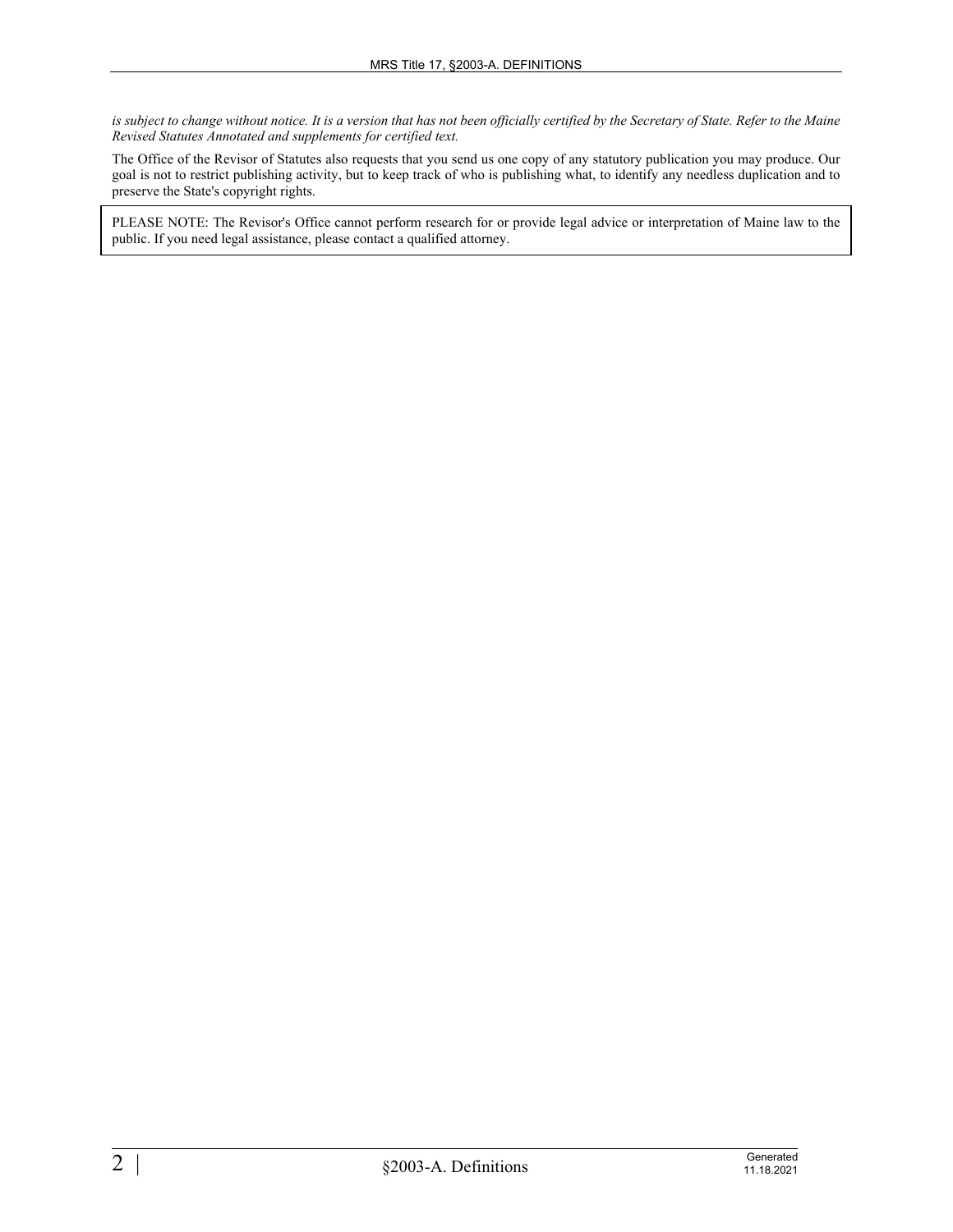*is subject to change without notice. It is a version that has not been officially certified by the Secretary of State. Refer to the Maine Revised Statutes Annotated and supplements for certified text.*

The Office of the Revisor of Statutes also requests that you send us one copy of any statutory publication you may produce. Our goal is not to restrict publishing activity, but to keep track of who is publishing what, to identify any needless duplication and to preserve the State's copyright rights.

PLEASE NOTE: The Revisor's Office cannot perform research for or provide legal advice or interpretation of Maine law to the public. If you need legal assistance, please contact a qualified attorney.